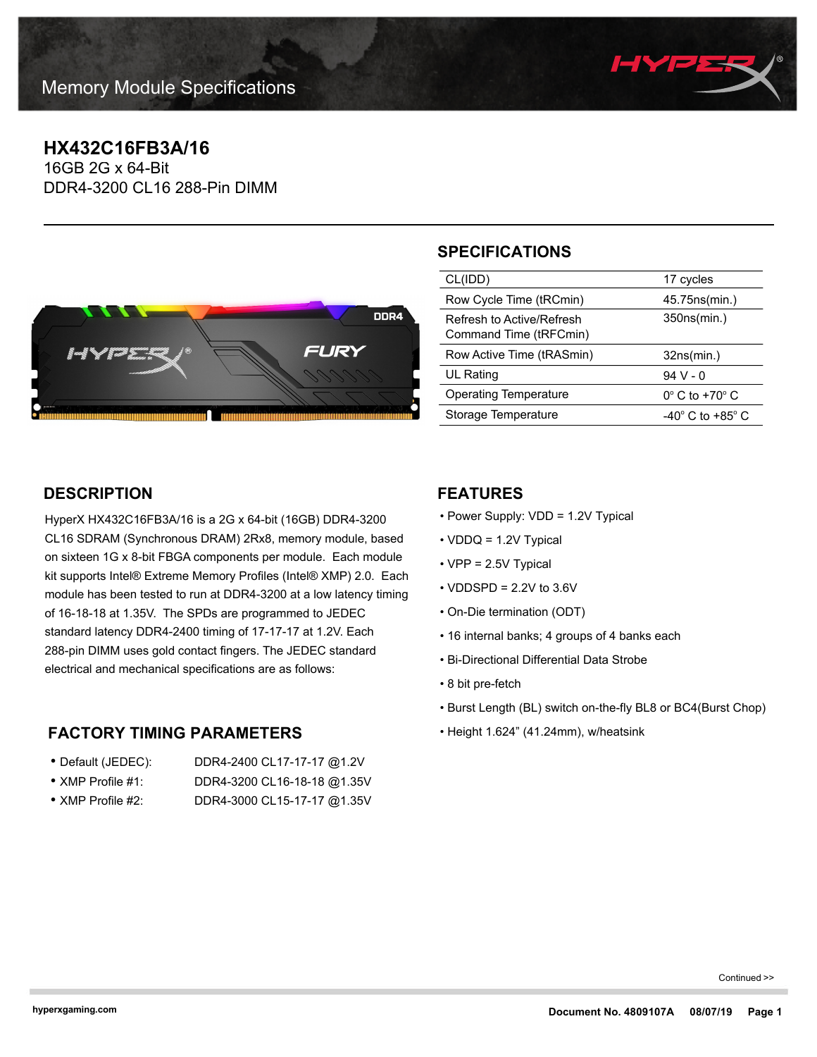Memory Module Specifications

# HX432C16FB3A/16

16GB 2G x 64-Bit
DDR4-3200 CL16 288-Pin DIMM

## SPECIFICATIONS

| | |
|---|---|
| CL(IDD) | 17 cycles |
| Row Cycle Time (tRCmin) | 45.75ns(min.) |
| Refresh to Active/Refresh Command Time (tRFCmin) | 350ns(min.) |
| Row Active Time (tRASmin) | 32ns(min.) |
| UL Rating | 94 V - 0 |
| Operating Temperature | 0° C to +70° C |
| Storage Temperature | -40° C to +85° C |

## DESCRIPTION

HyperX HX432C16FB3A/16 is a 2G x 64-bit (16GB) DDR4-3200 CL16 SDRAM (Synchronous DRAM) 2Rx8, memory module, based on sixteen 1G x 8-bit FBGA components per module. Each module kit supports Intel® Extreme Memory Profiles (Intel® XMP) 2.0. Each module has been tested to run at DDR4-3200 at a low latency timing of 16-18-18 at 1.35V. The SPDs are programmed to JEDEC standard latency DDR4-2400 timing of 17-17-17 at 1.2V. Each 288-pin DIMM uses gold contact fingers. The JEDEC standard electrical and mechanical specifications are as follows:

## FACTORY TIMING PARAMETERS

- Default (JEDEC): DDR4-2400 CL17-17-17 @1.2V
- XMP Profile #1: DDR4-3200 CL16-18-18 @1.35V
- XMP Profile #2: DDR4-3000 CL15-17-17 @1.35V

## FEATURES

- Power Supply: VDD = 1.2V Typical
- VDDQ = 1.2V Typical
- VPP = 2.5V Typical
- VDDSPD = 2.2V to 3.6V
- On-Die termination (ODT)
- 16 internal banks; 4 groups of 4 banks each
- Bi-Directional Differential Data Strobe
- 8 bit pre-fetch
- Burst Length (BL) switch on-the-fly BL8 or BC4(Burst Chop)
- Height 1.624” (41.24mm), w/heatsink

Continued >>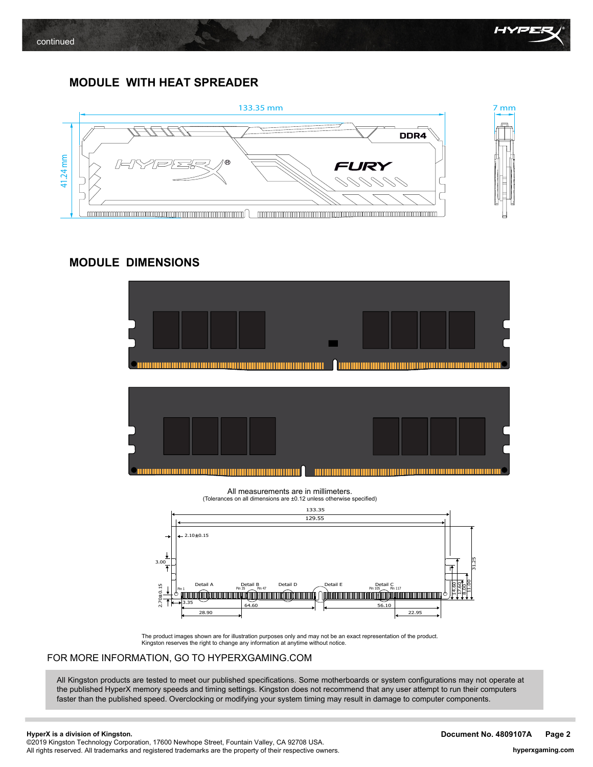## MODULE WITH HEAT SPREADER

133.35 mm

7 mm

41.24 mm

DDR4

FURY

## MODULE DIMENSIONS

All measurements are in millimeters.
(Tolerances on all dimensions are ±0.12 unless otherwise specified)

133.35

129.55

2.10±0.15

3.00

2.70±0.15

Detail A

Detail B

Detail D

Detail E

Detail C

Pin 1

Pin 35

Pin 47

Pin 105

Pin 117

3.35

28.90

64.60

56.10

22.95

31.25

14.60

17.60

9.70

11.00

The product images shown are for illustration purposes only and may not be an exact representation of the product.
Kingston reserves the right to change any information at anytime without notice.

FOR MORE INFORMATION, GO TO HYPERXGAMING.COM

All Kingston products are tested to meet our published specifications. Some motherboards or system configurations may not operate at the published HyperX memory speeds and timing settings. Kingston does not recommend that any user attempt to run their computers faster than the published speed. Overclocking or modifying your system timing may result in damage to computer components.

**HyperX is a division of Kingston.**
©2019 Kingston Technology Corporation, 17600 Newhope Street, Fountain Valley, CA 92708 USA.
All rights reserved. All trademarks and registered trademarks are the property of their respective owners.

**Document No. 4809107A**

hyperxgaming.com